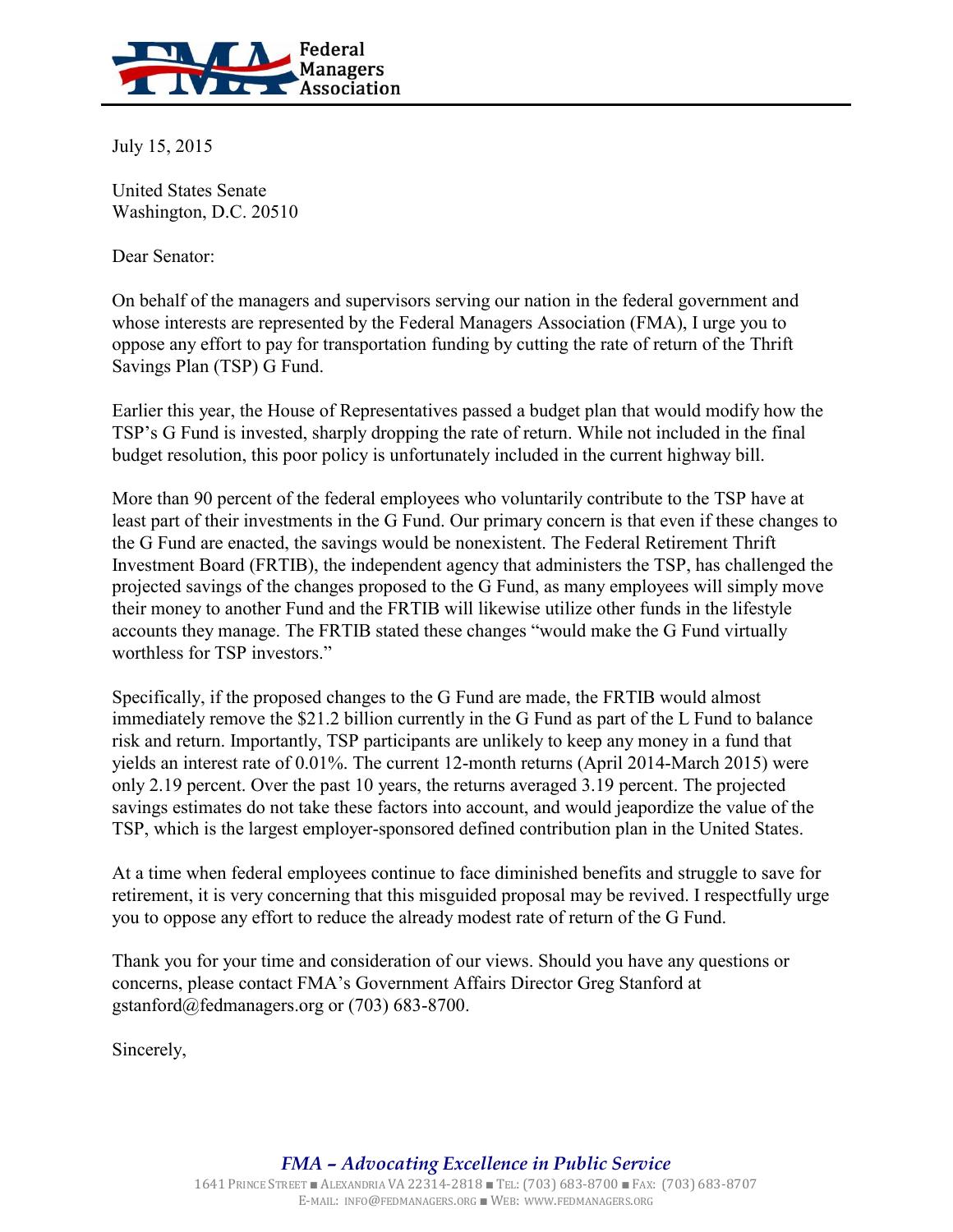**Federal Managers Association**

July 15, 2015

United States Senate
Washington, D.C. 20510

Dear Senator:

On behalf of the managers and supervisors serving our nation in the federal government and whose interests are represented by the Federal Managers Association (FMA), I urge you to oppose any effort to pay for transportation funding by cutting the rate of return of the Thrift Savings Plan (TSP) G Fund.

Earlier this year, the House of Representatives passed a budget plan that would modify how the TSP's G Fund is invested, sharply dropping the rate of return. While not included in the final budget resolution, this poor policy is unfortunately included in the current highway bill.

More than 90 percent of the federal employees who voluntarily contribute to the TSP have at least part of their investments in the G Fund. Our primary concern is that even if these changes to the G Fund are enacted, the savings would be nonexistent. The Federal Retirement Thrift Investment Board (FRTIB), the independent agency that administers the TSP, has challenged the projected savings of the changes proposed to the G Fund, as many employees will simply move their money to another Fund and the FRTIB will likewise utilize other funds in the lifestyle accounts they manage. The FRTIB stated these changes "would make the G Fund virtually worthless for TSP investors."

Specifically, if the proposed changes to the G Fund are made, the FRTIB would almost immediately remove the $21.2 billion currently in the G Fund as part of the L Fund to balance risk and return. Importantly, TSP participants are unlikely to keep any money in a fund that yields an interest rate of 0.01%. The current 12-month returns (April 2014-March 2015) were only 2.19 percent. Over the past 10 years, the returns averaged 3.19 percent. The projected savings estimates do not take these factors into account, and would jeopardize the value of the TSP, which is the largest employer-sponsored defined contribution plan in the United States.

At a time when federal employees continue to face diminished benefits and struggle to save for retirement, it is very concerning that this misguided proposal may be revived. I respectfully urge you to oppose any effort to reduce the already modest rate of return of the G Fund.

Thank you for your time and consideration of our views. Should you have any questions or concerns, please contact FMA's Government Affairs Director Greg Stanford at gstanford@fedmanagers.org or (703) 683-8700.

Sincerely,

*FMA – Advocating Excellence in Public Service*

1641 Prince Street ■ Alexandria VA 22314-2818 ■ Tel: (703) 683-8700 ■ Fax: (703) 683-8707
E-mail: info@fedmanagers.org ■ Web: www.fedmanagers.org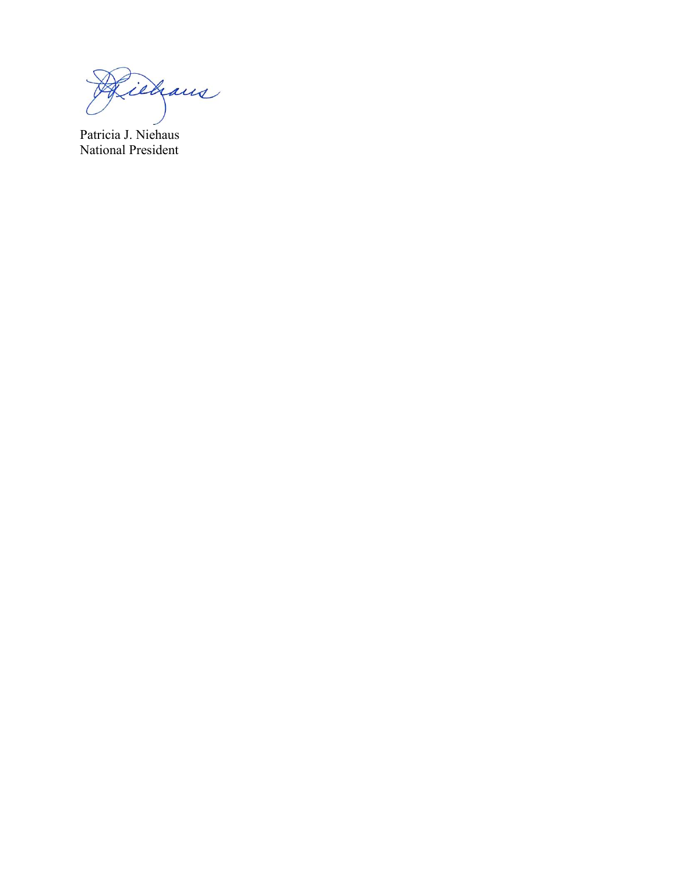Patricia J. Niehaus
National President